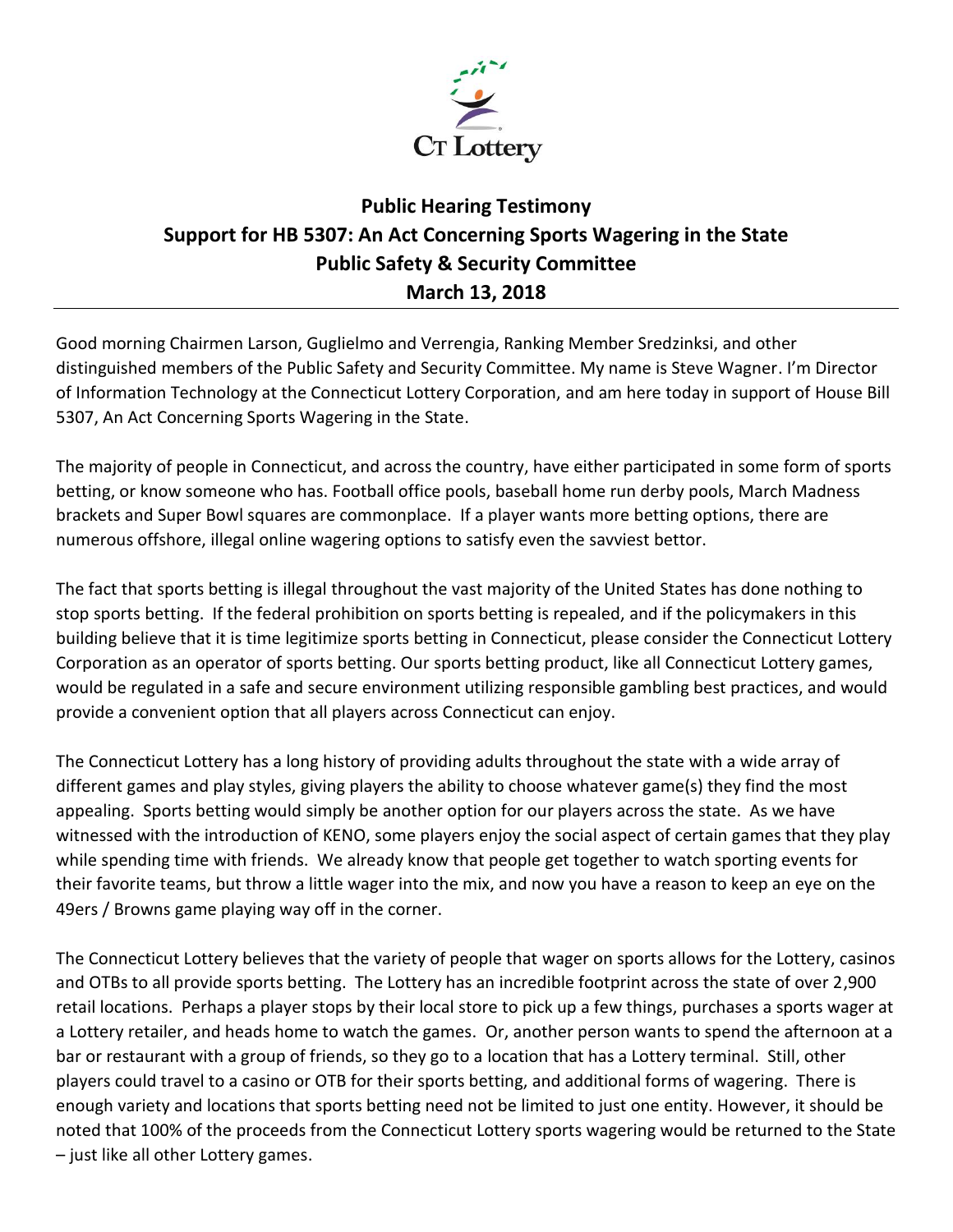CT Lottery

**Public Hearing Testimony**
**Support for HB 5307: An Act Concerning Sports Wagering in the State**
**Public Safety & Security Committee**
**March 13, 2018**

---

Good morning Chairmen Larson, Guglielmo and Verrengia, Ranking Member Sredzinksi, and other distinguished members of the Public Safety and Security Committee. My name is Steve Wagner. I'm Director of Information Technology at the Connecticut Lottery Corporation, and am here today in support of House Bill 5307, An Act Concerning Sports Wagering in the State.

The majority of people in Connecticut, and across the country, have either participated in some form of sports betting, or know someone who has. Football office pools, baseball home run derby pools, March Madness brackets and Super Bowl squares are commonplace. If a player wants more betting options, there are numerous offshore, illegal online wagering options to satisfy even the savviest bettor.

The fact that sports betting is illegal throughout the vast majority of the United States has done nothing to stop sports betting. If the federal prohibition on sports betting is repealed, and if the policymakers in this building believe that it is time legitimize sports betting in Connecticut, please consider the Connecticut Lottery Corporation as an operator of sports betting. Our sports betting product, like all Connecticut Lottery games, would be regulated in a safe and secure environment utilizing responsible gambling best practices, and would provide a convenient option that all players across Connecticut can enjoy.

The Connecticut Lottery has a long history of providing adults throughout the state with a wide array of different games and play styles, giving players the ability to choose whatever game(s) they find the most appealing. Sports betting would simply be another option for our players across the state. As we have witnessed with the introduction of KENO, some players enjoy the social aspect of certain games that they play while spending time with friends. We already know that people get together to watch sporting events for their favorite teams, but throw a little wager into the mix, and now you have a reason to keep an eye on the 49ers / Browns game playing way off in the corner.

The Connecticut Lottery believes that the variety of people that wager on sports allows for the Lottery, casinos and OTBs to all provide sports betting. The Lottery has an incredible footprint across the state of over 2,900 retail locations. Perhaps a player stops by their local store to pick up a few things, purchases a sports wager at a Lottery retailer, and heads home to watch the games. Or, another person wants to spend the afternoon at a bar or restaurant with a group of friends, so they go to a location that has a Lottery terminal. Still, other players could travel to a casino or OTB for their sports betting, and additional forms of wagering. There is enough variety and locations that sports betting need not be limited to just one entity. However, it should be noted that 100% of the proceeds from the Connecticut Lottery sports wagering would be returned to the State – just like all other Lottery games.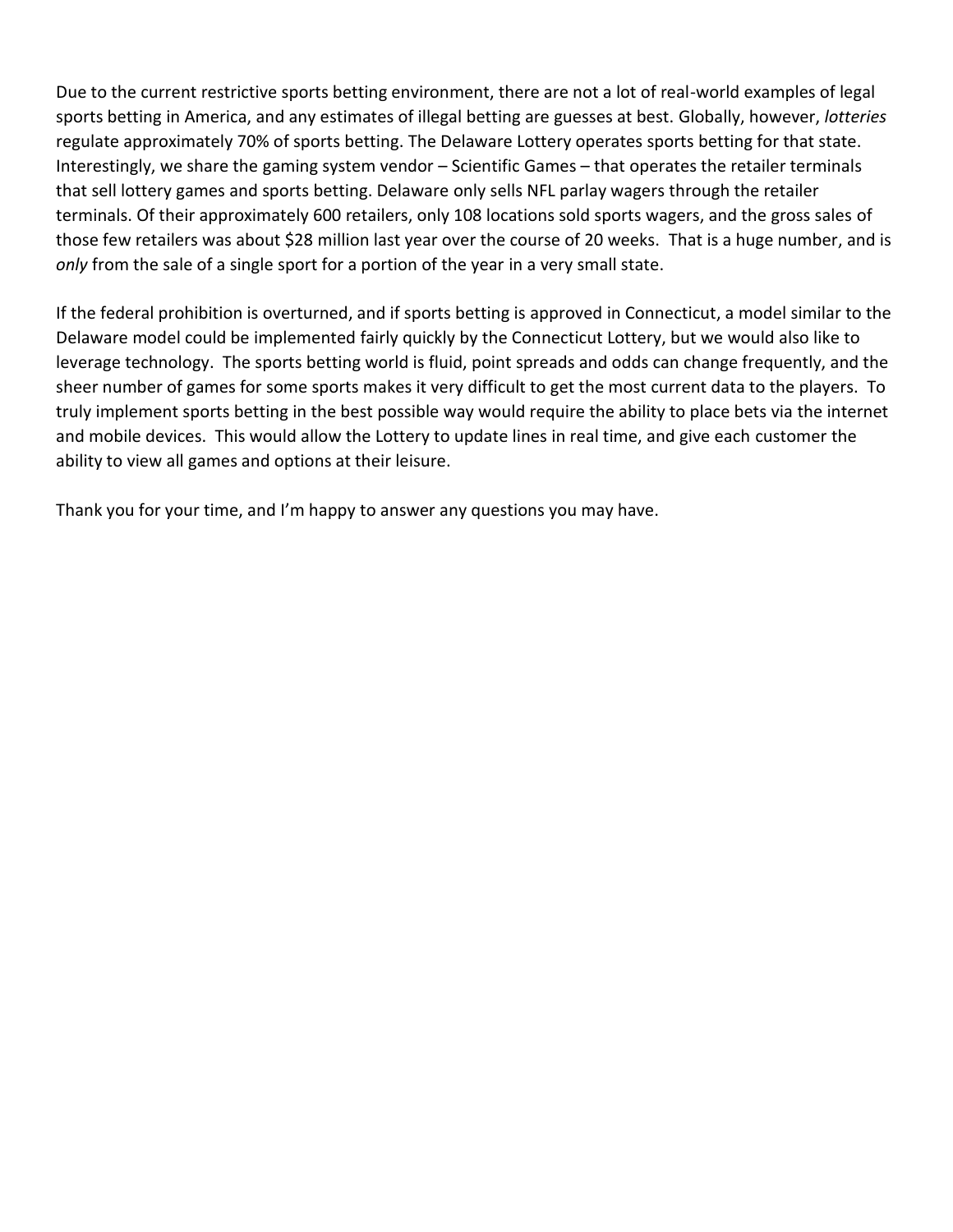Due to the current restrictive sports betting environment, there are not a lot of real-world examples of legal sports betting in America, and any estimates of illegal betting are guesses at best. Globally, however, *lotteries* regulate approximately 70% of sports betting. The Delaware Lottery operates sports betting for that state. Interestingly, we share the gaming system vendor – Scientific Games – that operates the retailer terminals that sell lottery games and sports betting. Delaware only sells NFL parlay wagers through the retailer terminals. Of their approximately 600 retailers, only 108 locations sold sports wagers, and the gross sales of those few retailers was about $28 million last year over the course of 20 weeks. That is a huge number, and is *only* from the sale of a single sport for a portion of the year in a very small state.

If the federal prohibition is overturned, and if sports betting is approved in Connecticut, a model similar to the Delaware model could be implemented fairly quickly by the Connecticut Lottery, but we would also like to leverage technology. The sports betting world is fluid, point spreads and odds can change frequently, and the sheer number of games for some sports makes it very difficult to get the most current data to the players. To truly implement sports betting in the best possible way would require the ability to place bets via the internet and mobile devices. This would allow the Lottery to update lines in real time, and give each customer the ability to view all games and options at their leisure.

Thank you for your time, and I'm happy to answer any questions you may have.